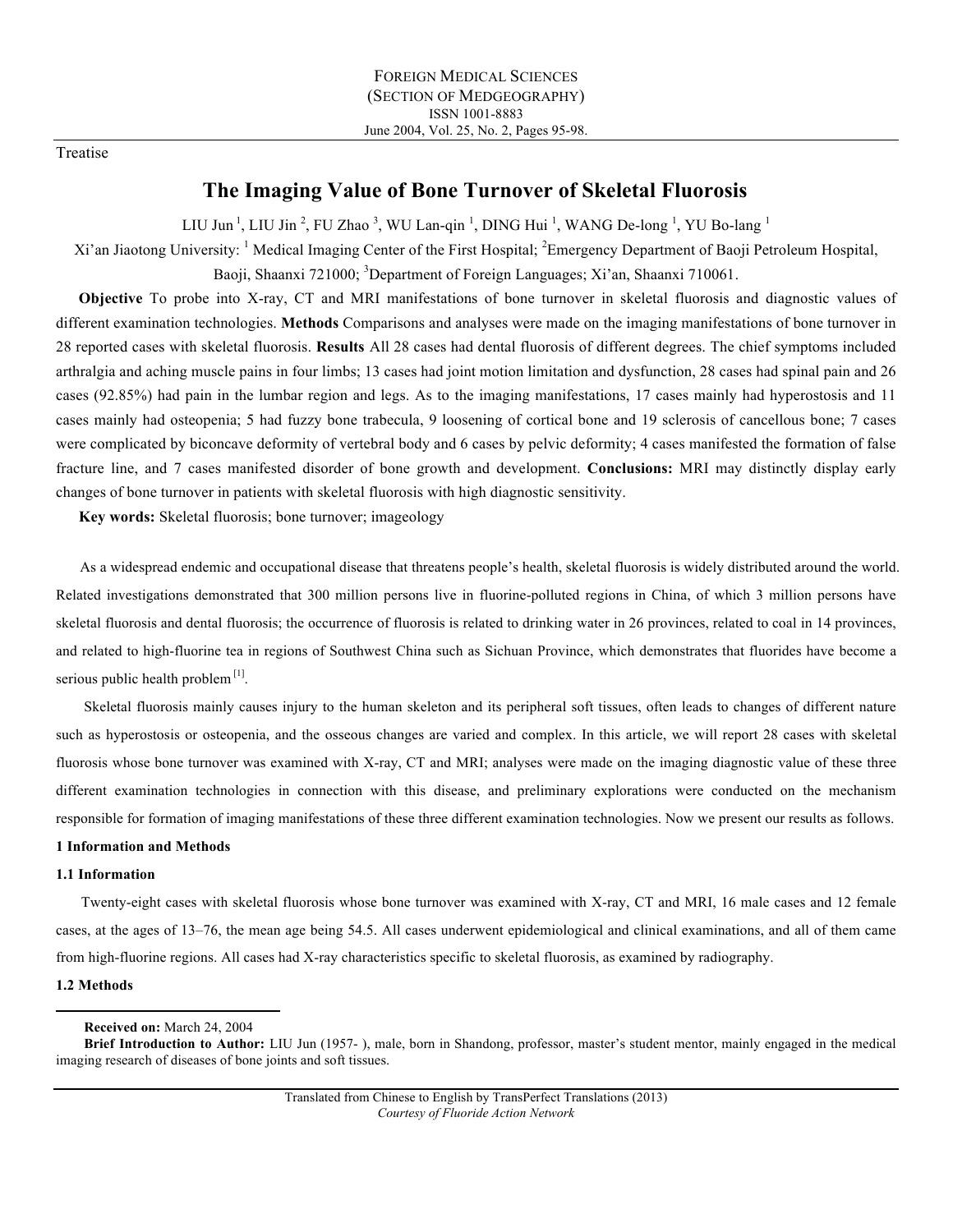FOREIGN MEDICAL SCIENCES
(SECTION OF MEDGEOGRAPHY)
ISSN 1001-8883
June 2004, Vol. 25, No. 2, Pages 95-98.

Treatise

# The Imaging Value of Bone Turnover of Skeletal Fluorosis

LIU Jun [1], LIU Jin [2], FU Zhao [3], WU Lan-qin [1], DING Hui [1], WANG De-long [1], YU Bo-lang [1]

Xi'an Jiaotong University: [1] Medical Imaging Center of the First Hospital; [2]Emergency Department of Baoji Petroleum Hospital, Baoji, Shaanxi 721000; [3]Department of Foreign Languages; Xi'an, Shaanxi 710061.

**Objective** To probe into X-ray, CT and MRI manifestations of bone turnover in skeletal fluorosis and diagnostic values of different examination technologies. **Methods** Comparisons and analyses were made on the imaging manifestations of bone turnover in 28 reported cases with skeletal fluorosis. **Results** All 28 cases had dental fluorosis of different degrees. The chief symptoms included arthralgia and aching muscle pains in four limbs; 13 cases had joint motion limitation and dysfunction, 28 cases had spinal pain and 26 cases (92.85%) had pain in the lumbar region and legs. As to the imaging manifestations, 17 cases mainly had hyperostosis and 11 cases mainly had osteopenia; 5 had fuzzy bone trabecula, 9 loosening of cortical bone and 19 sclerosis of cancellous bone; 7 cases were complicated by biconcave deformity of vertebral body and 6 cases by pelvic deformity; 4 cases manifested the formation of false fracture line, and 7 cases manifested disorder of bone growth and development. **Conclusions:** MRI may distinctly display early changes of bone turnover in patients with skeletal fluorosis with high diagnostic sensitivity.

**Key words:** Skeletal fluorosis; bone turnover; imageology

As a widespread endemic and occupational disease that threatens people's health, skeletal fluorosis is widely distributed around the world. Related investigations demonstrated that 300 million persons live in fluorine-polluted regions in China, of which 3 million persons have skeletal fluorosis and dental fluorosis; the occurrence of fluorosis is related to drinking water in 26 provinces, related to coal in 14 provinces, and related to high-fluorine tea in regions of Southwest China such as Sichuan Province, which demonstrates that fluorides have become a serious public health problem [1].

Skeletal fluorosis mainly causes injury to the human skeleton and its peripheral soft tissues, often leads to changes of different nature such as hyperostosis or osteopenia, and the osseous changes are varied and complex. In this article, we will report 28 cases with skeletal fluorosis whose bone turnover was examined with X-ray, CT and MRI; analyses were made on the imaging diagnostic value of these three different examination technologies in connection with this disease, and preliminary explorations were conducted on the mechanism responsible for formation of imaging manifestations of these three different examination technologies. Now we present our results as follows.

## 1 Information and Methods

### 1.1 Information

Twenty-eight cases with skeletal fluorosis whose bone turnover was examined with X-ray, CT and MRI, 16 male cases and 12 female cases, at the ages of 13–76, the mean age being 54.5. All cases underwent epidemiological and clinical examinations, and all of them came from high-fluorine regions. All cases had X-ray characteristics specific to skeletal fluorosis, as examined by radiography.

### 1.2 Methods

**Received on:** March 24, 2004

**Brief Introduction to Author:** LIU Jun (1957- ), male, born in Shandong, professor, master's student mentor, mainly engaged in the medical imaging research of diseases of bone joints and soft tissues.

Translated from Chinese to English by TransPerfect Translations (2013)
*Courtesy of Fluoride Action Network*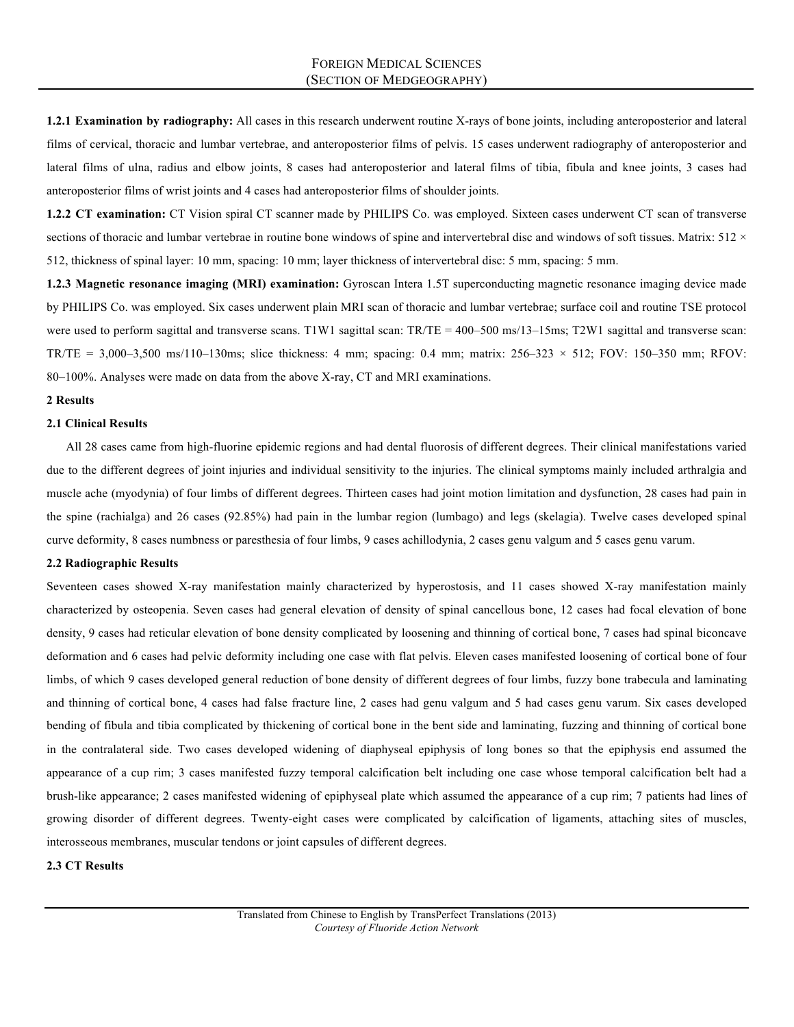**1.2.1 Examination by radiography:** All cases in this research underwent routine X-rays of bone joints, including anteroposterior and lateral films of cervical, thoracic and lumbar vertebrae, and anteroposterior films of pelvis. 15 cases underwent radiography of anteroposterior and lateral films of ulna, radius and elbow joints, 8 cases had anteroposterior and lateral films of tibia, fibula and knee joints, 3 cases had anteroposterior films of wrist joints and 4 cases had anteroposterior films of shoulder joints.

**1.2.2 CT examination:** CT Vision spiral CT scanner made by PHILIPS Co. was employed. Sixteen cases underwent CT scan of transverse sections of thoracic and lumbar vertebrae in routine bone windows of spine and intervertebral disc and windows of soft tissues. Matrix: 512 × 512, thickness of spinal layer: 10 mm, spacing: 10 mm; layer thickness of intervertebral disc: 5 mm, spacing: 5 mm.

**1.2.3 Magnetic resonance imaging (MRI) examination:** Gyroscan Intera 1.5T superconducting magnetic resonance imaging device made by PHILIPS Co. was employed. Six cases underwent plain MRI scan of thoracic and lumbar vertebrae; surface coil and routine TSE protocol were used to perform sagittal and transverse scans. T1W1 sagittal scan: TR/TE = 400–500 ms/13–15ms; T2W1 sagittal and transverse scan: TR/TE = 3,000–3,500 ms/110–130ms; slice thickness: 4 mm; spacing: 0.4 mm; matrix: 256–323 × 512; FOV: 150–350 mm; RFOV: 80–100%. Analyses were made on data from the above X-ray, CT and MRI examinations.

## 2 Results

### 2.1 Clinical Results

All 28 cases came from high-fluorine epidemic regions and had dental fluorosis of different degrees. Their clinical manifestations varied due to the different degrees of joint injuries and individual sensitivity to the injuries. The clinical symptoms mainly included arthralgia and muscle ache (myodynia) of four limbs of different degrees. Thirteen cases had joint motion limitation and dysfunction, 28 cases had pain in the spine (rachialga) and 26 cases (92.85%) had pain in the lumbar region (lumbago) and legs (skelagia). Twelve cases developed spinal curve deformity, 8 cases numbness or paresthesia of four limbs, 9 cases achillodynia, 2 cases genu valgum and 5 cases genu varum.

### 2.2 Radiographic Results

Seventeen cases showed X-ray manifestation mainly characterized by hyperostosis, and 11 cases showed X-ray manifestation mainly characterized by osteopenia. Seven cases had general elevation of density of spinal cancellous bone, 12 cases had focal elevation of bone density, 9 cases had reticular elevation of bone density complicated by loosening and thinning of cortical bone, 7 cases had spinal biconcave deformation and 6 cases had pelvic deformity including one case with flat pelvis. Eleven cases manifested loosening of cortical bone of four limbs, of which 9 cases developed general reduction of bone density of different degrees of four limbs, fuzzy bone trabecula and laminating and thinning of cortical bone, 4 cases had false fracture line, 2 cases had genu valgum and 5 had cases genu varum. Six cases developed bending of fibula and tibia complicated by thickening of cortical bone in the bent side and laminating, fuzzing and thinning of cortical bone in the contralateral side. Two cases developed widening of diaphyseal epiphysis of long bones so that the epiphysis end assumed the appearance of a cup rim; 3 cases manifested fuzzy temporal calcification belt including one case whose temporal calcification belt had a brush-like appearance; 2 cases manifested widening of epiphyseal plate which assumed the appearance of a cup rim; 7 patients had lines of growing disorder of different degrees. Twenty-eight cases were complicated by calcification of ligaments, attaching sites of muscles, interosseous membranes, muscular tendons or joint capsules of different degrees.

### 2.3 CT Results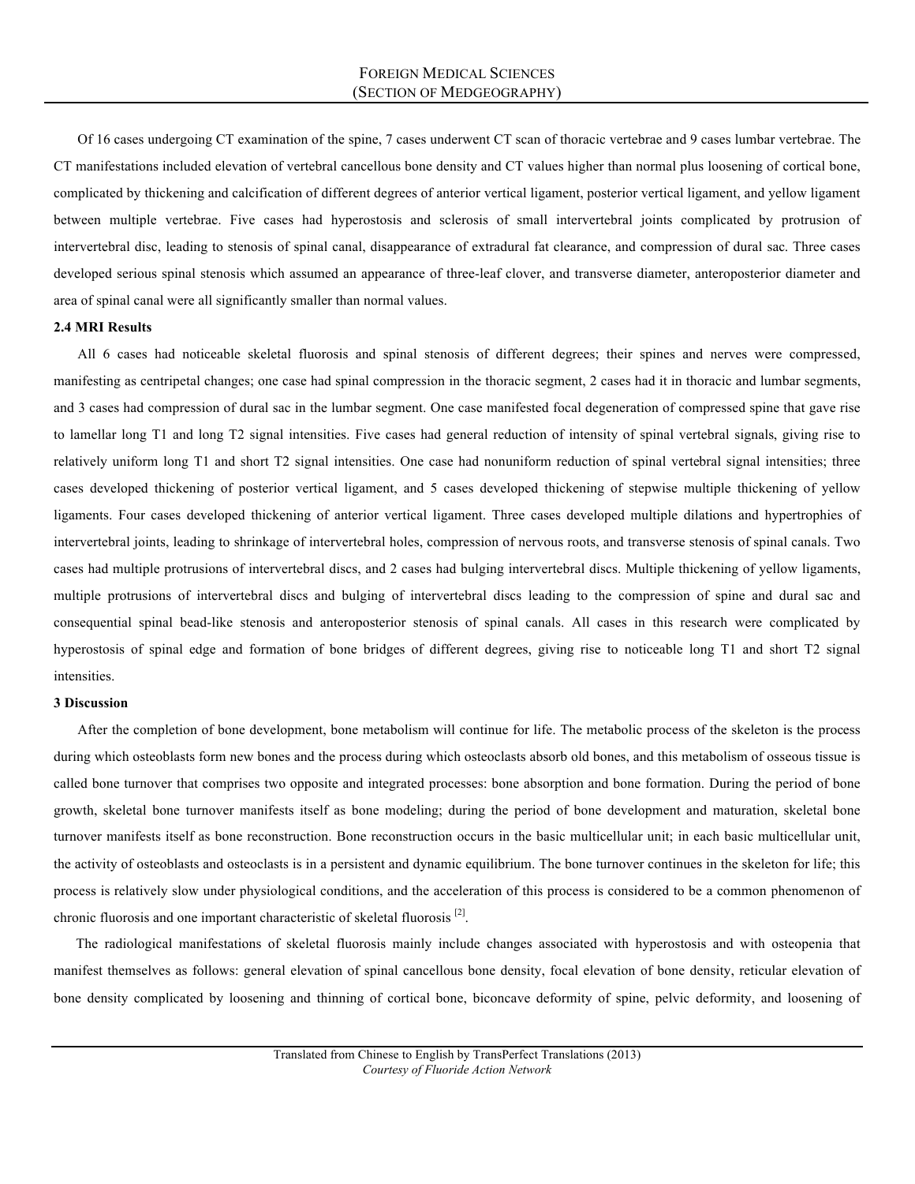Of 16 cases undergoing CT examination of the spine, 7 cases underwent CT scan of thoracic vertebrae and 9 cases lumbar vertebrae. The CT manifestations included elevation of vertebral cancellous bone density and CT values higher than normal plus loosening of cortical bone, complicated by thickening and calcification of different degrees of anterior vertical ligament, posterior vertical ligament, and yellow ligament between multiple vertebrae. Five cases had hyperostosis and sclerosis of small intervertebral joints complicated by protrusion of intervertebral disc, leading to stenosis of spinal canal, disappearance of extradural fat clearance, and compression of dural sac. Three cases developed serious spinal stenosis which assumed an appearance of three-leaf clover, and transverse diameter, anteroposterior diameter and area of spinal canal were all significantly smaller than normal values.

### 2.4 MRI Results

All 6 cases had noticeable skeletal fluorosis and spinal stenosis of different degrees; their spines and nerves were compressed, manifesting as centripetal changes; one case had spinal compression in the thoracic segment, 2 cases had it in thoracic and lumbar segments, and 3 cases had compression of dural sac in the lumbar segment. One case manifested focal degeneration of compressed spine that gave rise to lamellar long T1 and long T2 signal intensities. Five cases had general reduction of intensity of spinal vertebral signals, giving rise to relatively uniform long T1 and short T2 signal intensities. One case had nonuniform reduction of spinal vertebral signal intensities; three cases developed thickening of posterior vertical ligament, and 5 cases developed thickening of stepwise multiple thickening of yellow ligaments. Four cases developed thickening of anterior vertical ligament. Three cases developed multiple dilations and hypertrophies of intervertebral joints, leading to shrinkage of intervertebral holes, compression of nervous roots, and transverse stenosis of spinal canals. Two cases had multiple protrusions of intervertebral discs, and 2 cases had bulging intervertebral discs. Multiple thickening of yellow ligaments, multiple protrusions of intervertebral discs and bulging of intervertebral discs leading to the compression of spine and dural sac and consequential spinal bead-like stenosis and anteroposterior stenosis of spinal canals. All cases in this research were complicated by hyperostosis of spinal edge and formation of bone bridges of different degrees, giving rise to noticeable long T1 and short T2 signal intensities.

## 3 Discussion

After the completion of bone development, bone metabolism will continue for life. The metabolic process of the skeleton is the process during which osteoblasts form new bones and the process during which osteoclasts absorb old bones, and this metabolism of osseous tissue is called bone turnover that comprises two opposite and integrated processes: bone absorption and bone formation. During the period of bone growth, skeletal bone turnover manifests itself as bone modeling; during the period of bone development and maturation, skeletal bone turnover manifests itself as bone reconstruction. Bone reconstruction occurs in the basic multicellular unit; in each basic multicellular unit, the activity of osteoblasts and osteoclasts is in a persistent and dynamic equilibrium. The bone turnover continues in the skeleton for life; this process is relatively slow under physiological conditions, and the acceleration of this process is considered to be a common phenomenon of chronic fluorosis and one important characteristic of skeletal fluorosis [2].

The radiological manifestations of skeletal fluorosis mainly include changes associated with hyperostosis and with osteopenia that manifest themselves as follows: general elevation of spinal cancellous bone density, focal elevation of bone density, reticular elevation of bone density complicated by loosening and thinning of cortical bone, biconcave deformity of spine, pelvic deformity, and loosening of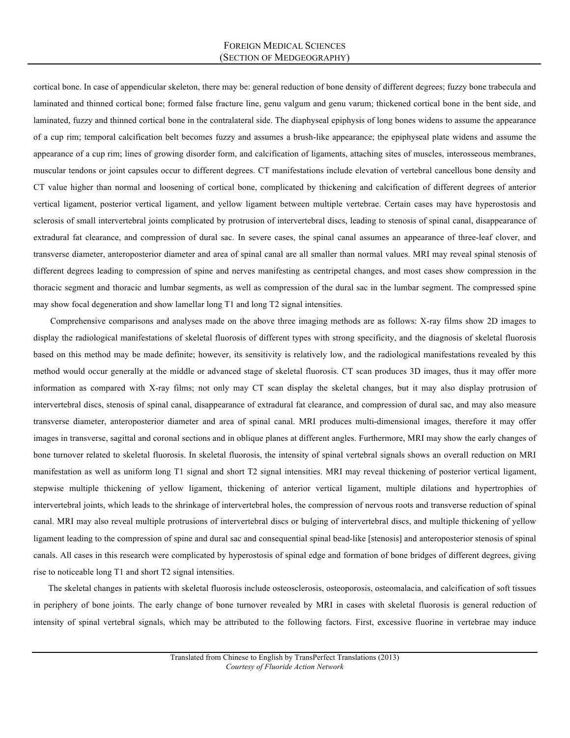cortical bone. In case of appendicular skeleton, there may be: general reduction of bone density of different degrees; fuzzy bone trabecula and laminated and thinned cortical bone; formed false fracture line, genu valgum and genu varum; thickened cortical bone in the bent side, and laminated, fuzzy and thinned cortical bone in the contralateral side. The diaphyseal epiphysis of long bones widens to assume the appearance of a cup rim; temporal calcification belt becomes fuzzy and assumes a brush-like appearance; the epiphyseal plate widens and assume the appearance of a cup rim; lines of growing disorder form, and calcification of ligaments, attaching sites of muscles, interosseous membranes, muscular tendons or joint capsules occur to different degrees. CT manifestations include elevation of vertebral cancellous bone density and CT value higher than normal and loosening of cortical bone, complicated by thickening and calcification of different degrees of anterior vertical ligament, posterior vertical ligament, and yellow ligament between multiple vertebrae. Certain cases may have hyperostosis and sclerosis of small intervertebral joints complicated by protrusion of intervertebral discs, leading to stenosis of spinal canal, disappearance of extradural fat clearance, and compression of dural sac. In severe cases, the spinal canal assumes an appearance of three-leaf clover, and transverse diameter, anteroposterior diameter and area of spinal canal are all smaller than normal values. MRI may reveal spinal stenosis of different degrees leading to compression of spine and nerves manifesting as centripetal changes, and most cases show compression in the thoracic segment and thoracic and lumbar segments, as well as compression of the dural sac in the lumbar segment. The compressed spine may show focal degeneration and show lamellar long T1 and long T2 signal intensities.

Comprehensive comparisons and analyses made on the above three imaging methods are as follows: X-ray films show 2D images to display the radiological manifestations of skeletal fluorosis of different types with strong specificity, and the diagnosis of skeletal fluorosis based on this method may be made definite; however, its sensitivity is relatively low, and the radiological manifestations revealed by this method would occur generally at the middle or advanced stage of skeletal fluorosis. CT scan produces 3D images, thus it may offer more information as compared with X-ray films; not only may CT scan display the skeletal changes, but it may also display protrusion of intervertebral discs, stenosis of spinal canal, disappearance of extradural fat clearance, and compression of dural sac, and may also measure transverse diameter, anteroposterior diameter and area of spinal canal. MRI produces multi-dimensional images, therefore it may offer images in transverse, sagittal and coronal sections and in oblique planes at different angles. Furthermore, MRI may show the early changes of bone turnover related to skeletal fluorosis. In skeletal fluorosis, the intensity of spinal vertebral signals shows an overall reduction on MRI manifestation as well as uniform long T1 signal and short T2 signal intensities. MRI may reveal thickening of posterior vertical ligament, stepwise multiple thickening of yellow ligament, thickening of anterior vertical ligament, multiple dilations and hypertrophies of intervertebral joints, which leads to the shrinkage of intervertebral holes, the compression of nervous roots and transverse reduction of spinal canal. MRI may also reveal multiple protrusions of intervertebral discs or bulging of intervertebral discs, and multiple thickening of yellow ligament leading to the compression of spine and dural sac and consequential spinal bead-like [stenosis] and anteroposterior stenosis of spinal canals. All cases in this research were complicated by hyperostosis of spinal edge and formation of bone bridges of different degrees, giving rise to noticeable long T1 and short T2 signal intensities.

The skeletal changes in patients with skeletal fluorosis include osteosclerosis, osteoporosis, osteomalacia, and calcification of soft tissues in periphery of bone joints. The early change of bone turnover revealed by MRI in cases with skeletal fluorosis is general reduction of intensity of spinal vertebral signals, which may be attributed to the following factors. First, excessive fluorine in vertebrae may induce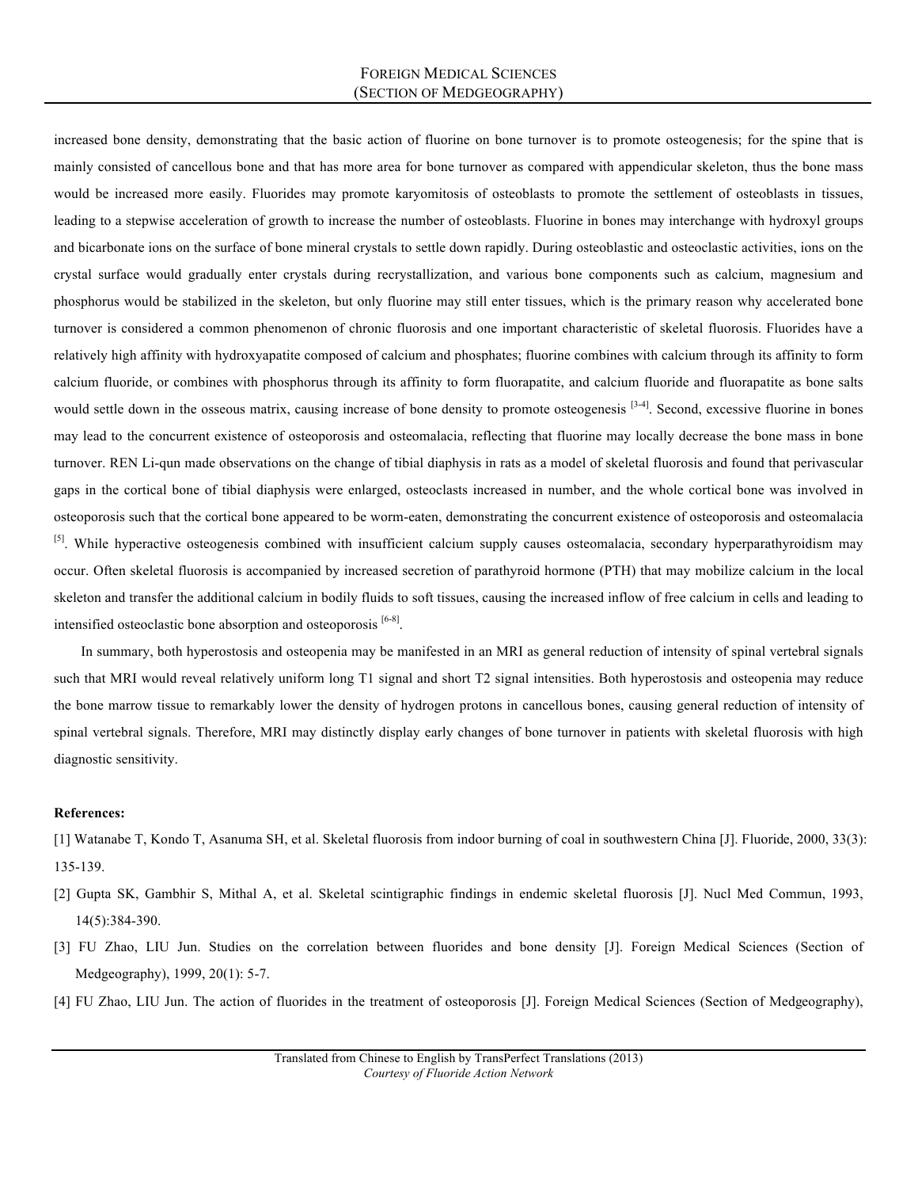increased bone density, demonstrating that the basic action of fluorine on bone turnover is to promote osteogenesis; for the spine that is mainly consisted of cancellous bone and that has more area for bone turnover as compared with appendicular skeleton, thus the bone mass would be increased more easily. Fluorides may promote karyomitosis of osteoblasts to promote the settlement of osteoblasts in tissues, leading to a stepwise acceleration of growth to increase the number of osteoblasts. Fluorine in bones may interchange with hydroxyl groups and bicarbonate ions on the surface of bone mineral crystals to settle down rapidly. During osteoblastic and osteoclastic activities, ions on the crystal surface would gradually enter crystals during recrystallization, and various bone components such as calcium, magnesium and phosphorus would be stabilized in the skeleton, but only fluorine may still enter tissues, which is the primary reason why accelerated bone turnover is considered a common phenomenon of chronic fluorosis and one important characteristic of skeletal fluorosis. Fluorides have a relatively high affinity with hydroxyapatite composed of calcium and phosphates; fluorine combines with calcium through its affinity to form calcium fluoride, or combines with phosphorus through its affinity to form fluorapatite, and calcium fluoride and fluorapatite as bone salts would settle down in the osseous matrix, causing increase of bone density to promote osteogenesis [3-4]. Second, excessive fluorine in bones may lead to the concurrent existence of osteoporosis and osteomalacia, reflecting that fluorine may locally decrease the bone mass in bone turnover. REN Li-qun made observations on the change of tibial diaphysis in rats as a model of skeletal fluorosis and found that perivascular gaps in the cortical bone of tibial diaphysis were enlarged, osteoclasts increased in number, and the whole cortical bone was involved in osteoporosis such that the cortical bone appeared to be worm-eaten, demonstrating the concurrent existence of osteoporosis and osteomalacia [5]. While hyperactive osteogenesis combined with insufficient calcium supply causes osteomalacia, secondary hyperparathyroidism may occur. Often skeletal fluorosis is accompanied by increased secretion of parathyroid hormone (PTH) that may mobilize calcium in the local skeleton and transfer the additional calcium in bodily fluids to soft tissues, causing the increased inflow of free calcium in cells and leading to intensified osteoclastic bone absorption and osteoporosis [6-8].

In summary, both hyperostosis and osteopenia may be manifested in an MRI as general reduction of intensity of spinal vertebral signals such that MRI would reveal relatively uniform long T1 signal and short T2 signal intensities. Both hyperostosis and osteopenia may reduce the bone marrow tissue to remarkably lower the density of hydrogen protons in cancellous bones, causing general reduction of intensity of spinal vertebral signals. Therefore, MRI may distinctly display early changes of bone turnover in patients with skeletal fluorosis with high diagnostic sensitivity.

**References:**

[1] Watanabe T, Kondo T, Asanuma SH, et al. Skeletal fluorosis from indoor burning of coal in southwestern China [J]. Fluoride, 2000, 33(3): 135-139.

[2] Gupta SK, Gambhir S, Mithal A, et al. Skeletal scintigraphic findings in endemic skeletal fluorosis [J]. Nucl Med Commun, 1993, 14(5):384-390.

[3] FU Zhao, LIU Jun. Studies on the correlation between fluorides and bone density [J]. Foreign Medical Sciences (Section of Medgeography), 1999, 20(1): 5-7.

[4] FU Zhao, LIU Jun. The action of fluorides in the treatment of osteoporosis [J]. Foreign Medical Sciences (Section of Medgeography),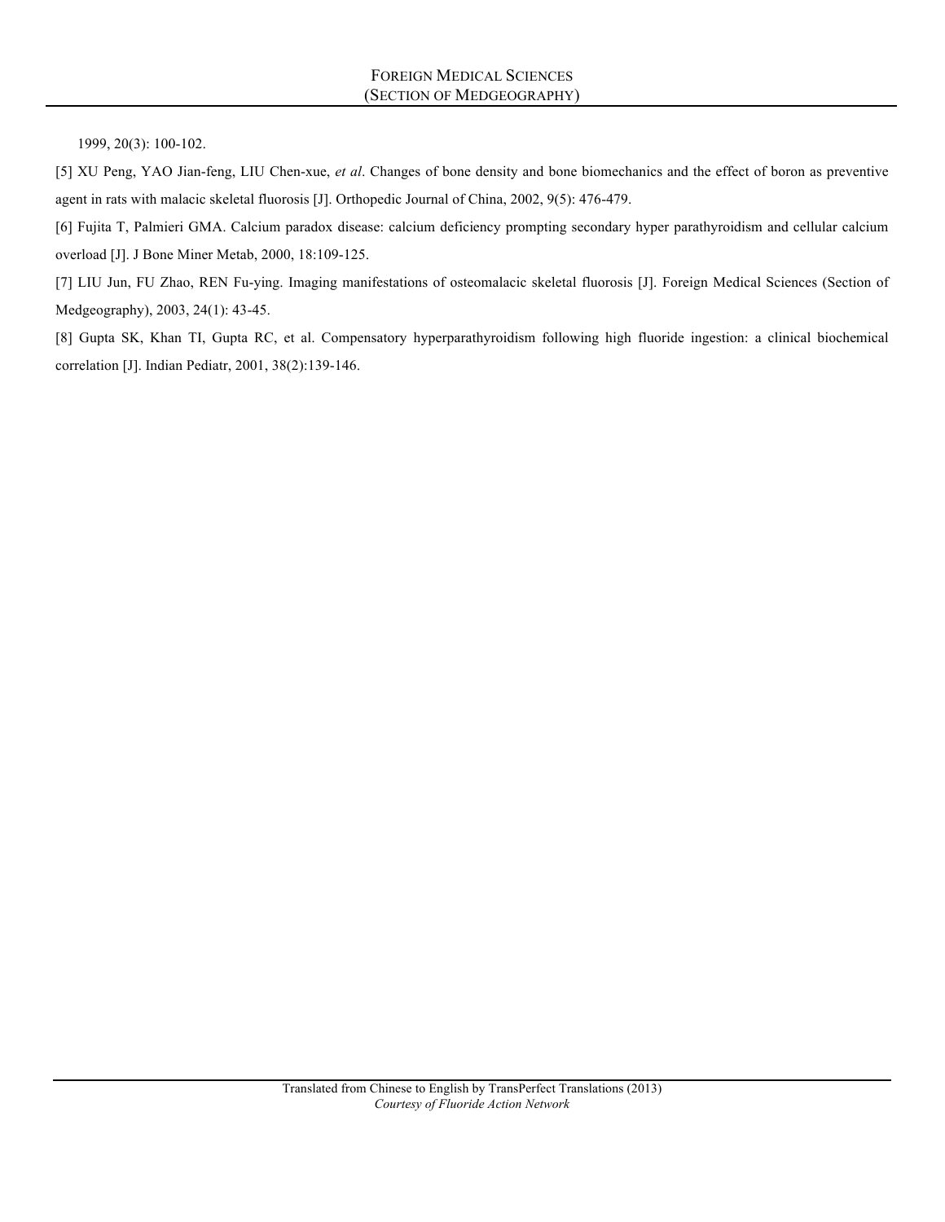1999, 20(3): 100-102.

[5] XU Peng, YAO Jian-feng, LIU Chen-xue, *et al*. Changes of bone density and bone biomechanics and the effect of boron as preventive agent in rats with malacic skeletal fluorosis [J]. Orthopedic Journal of China, 2002, 9(5): 476-479.

[6] Fujita T, Palmieri GMA. Calcium paradox disease: calcium deficiency prompting secondary hyper parathyroidism and cellular calcium overload [J]. J Bone Miner Metab, 2000, 18:109-125.

[7] LIU Jun, FU Zhao, REN Fu-ying. Imaging manifestations of osteomalacic skeletal fluorosis [J]. Foreign Medical Sciences (Section of Medgeography), 2003, 24(1): 43-45.

[8] Gupta SK, Khan TI, Gupta RC, et al. Compensatory hyperparathyroidism following high fluoride ingestion: a clinical biochemical correlation [J]. Indian Pediatr, 2001, 38(2):139-146.

Translated from Chinese to English by TransPerfect Translations (2013)
*Courtesy of Fluoride Action Network*